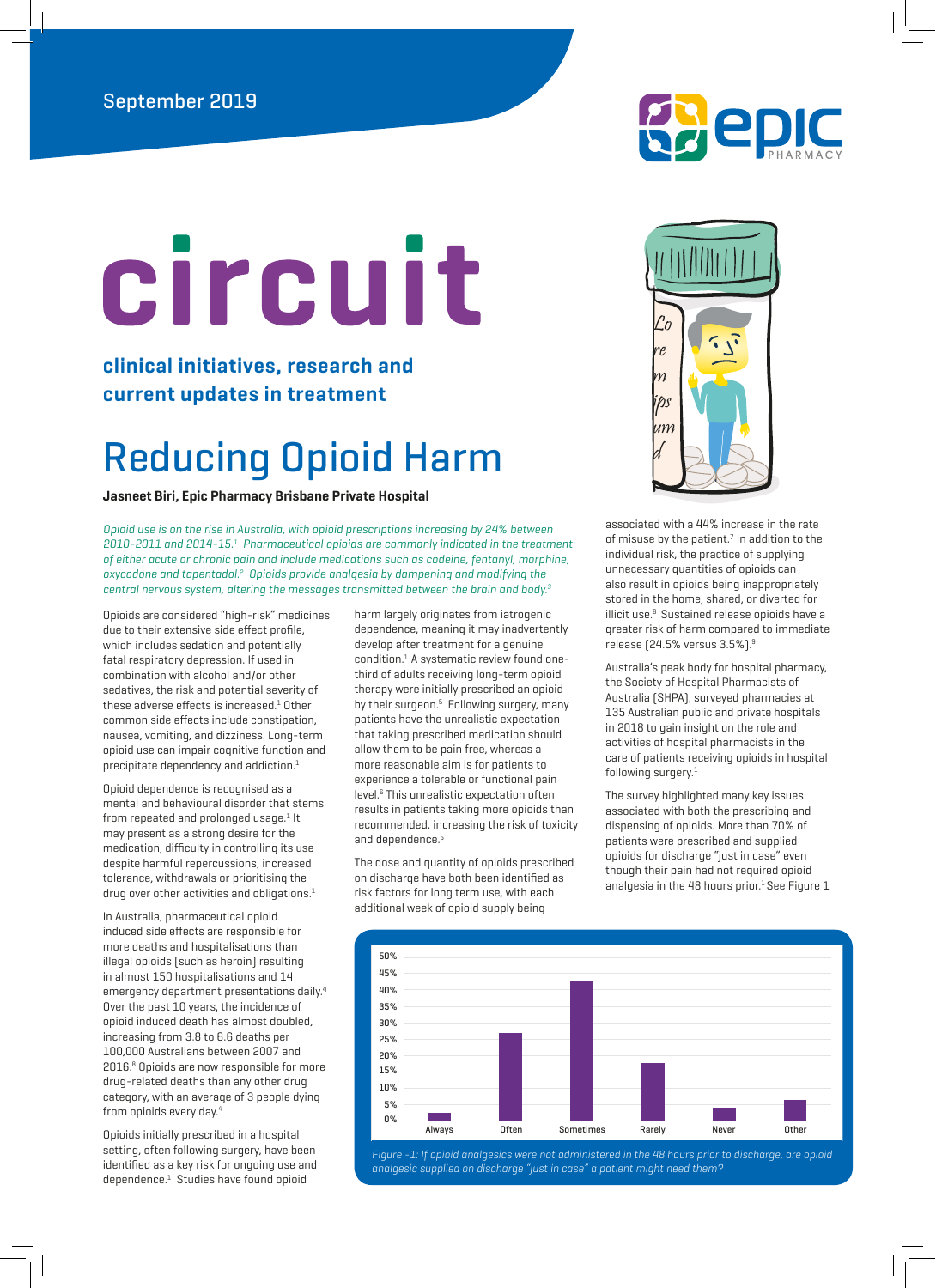September 2019

# circuit

**clinical initiatives, research and current updates in treatment**

# Reducing Opioid Harm

**Jasneet Biri, Epic Pharmacy Brisbane Private Hospital**

*Opioid use is on the rise in Australia, with opioid prescriptions increasing by 24% between 2010-2011 and 2014-15.[1] Pharmaceutical opioids are commonly indicated in the treatment of either acute or chronic pain and include medications such as codeine, fentanyl, morphine, oxycodone and tapentadol.[2] Opioids provide analgesia by dampening and modifying the central nervous system, altering the messages transmitted between the brain and body.[3]*

Opioids are considered "high-risk" medicines due to their extensive side effect profile, which includes sedation and potentially fatal respiratory depression. If used in combination with alcohol and/or other sedatives, the risk and potential severity of these adverse effects is increased.[1] Other common side effects include constipation, nausea, vomiting, and dizziness. Long-term opioid use can impair cognitive function and precipitate dependency and addiction.[1]

Opioid dependence is recognised as a mental and behavioural disorder that stems from repeated and prolonged usage.[1] It may present as a strong desire for the medication, difficulty in controlling its use despite harmful repercussions, increased tolerance, withdrawals or prioritising the drug over other activities and obligations.[1]

In Australia, pharmaceutical opioid induced side effects are responsible for more deaths and hospitalisations than illegal opioids (such as heroin) resulting in almost 150 hospitalisations and 14 emergency department presentations daily.[4] Over the past 10 years, the incidence of opioid induced death has almost doubled, increasing from 3.8 to 6.6 deaths per 100,000 Australians between 2007 and 2016.[8] Opioids are now responsible for more drug-related deaths than any other drug category, with an average of 3 people dying from opioids every day.[4]

Opioids initially prescribed in a hospital setting, often following surgery, have been identified as a key risk for ongoing use and dependence.[1] Studies have found opioid harm largely originates from iatrogenic dependence, meaning it may inadvertently develop after treatment for a genuine condition.[1] A systematic review found one-third of adults receiving long-term opioid therapy were initially prescribed an opioid by their surgeon.[5] Following surgery, many patients have the unrealistic expectation that taking prescribed medication should allow them to be pain free, whereas a more reasonable aim is for patients to experience a tolerable or functional pain level.[6] This unrealistic expectation often results in patients taking more opioids than recommended, increasing the risk of toxicity and dependence.[5]

The dose and quantity of opioids prescribed on discharge have both been identified as risk factors for long term use, with each additional week of opioid supply being associated with a 44% increase in the rate of misuse by the patient.[7] In addition to the individual risk, the practice of supplying unnecessary quantities of opioids can also result in opioids being inappropriately stored in the home, shared, or diverted for illicit use.[8] Sustained release opioids have a greater risk of harm compared to immediate release (24.5% versus 3.5%).[9]

Australia's peak body for hospital pharmacy, the Society of Hospital Pharmacists of Australia (SHPA), surveyed pharmacies at 135 Australian public and private hospitals in 2018 to gain insight on the role and activities of hospital pharmacists in the care of patients receiving opioids in hospital following surgery.[1]

The survey highlighted many key issues associated with both the prescribing and dispensing of opioids. More than 70% of patients were prescribed and supplied opioids for discharge "just in case" even though their pain had not required opioid analgesia in the 48 hours prior.[1] See Figure 1

| Response | Approx. % |
|---|---|
| Always | 2% |
| Often | 27% |
| Sometimes | 43% |
| Rarely | 18% |
| Never | 4% |
| Other | 6% |

*Figure -1: If opioid analgesics were not administered in the 48 hours prior to discharge, are opioid analgesic supplied on discharge "just in case" a patient might need them?*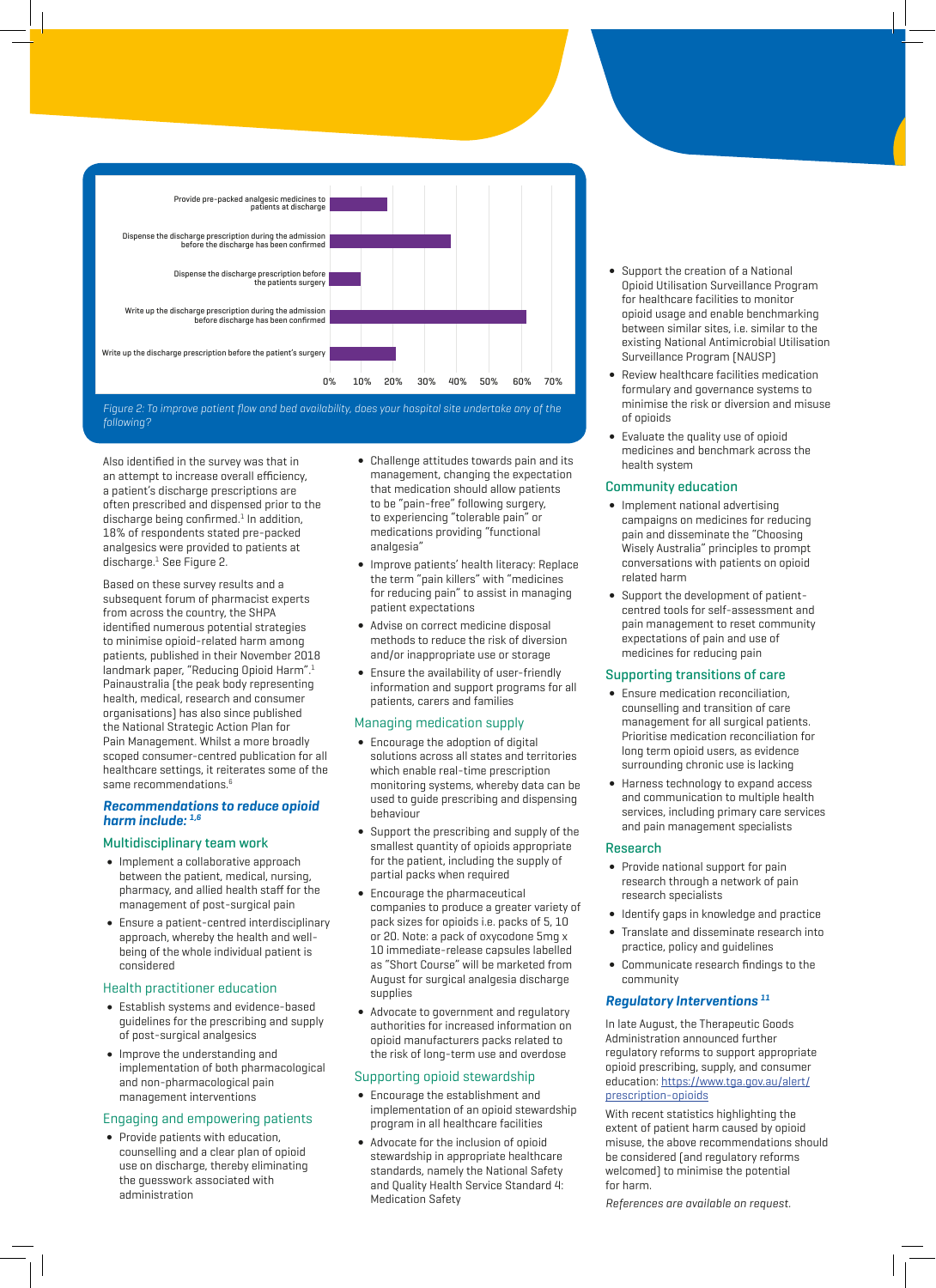Figure 2: To improve patient flow and bed availability, does your hospital site undertake any of the following?

Also identified in the survey was that in an attempt to increase overall efficiency, a patient's discharge prescriptions are often prescribed and dispensed prior to the discharge being confirmed.[1] In addition, 18% of respondents stated pre-packed analgesics were provided to patients at discharge.[1] See Figure 2.

Based on these survey results and a subsequent forum of pharmacist experts from across the country, the SHPA identified numerous potential strategies to minimise opioid-related harm among patients, published in their November 2018 landmark paper, "Reducing Opioid Harm".[1] Painaustralia (the peak body representing health, medical, research and consumer organisations) has also since published the National Strategic Action Plan for Pain Management. Whilst a more broadly scoped consumer-centred publication for all healthcare settings, it reiterates some of the same recommendations.[6]

## *Recommendations to reduce opioid harm include:* [1,6]

### Multidisciplinary team work

- Implement a collaborative approach between the patient, medical, nursing, pharmacy, and allied health staff for the management of post-surgical pain
- Ensure a patient-centred interdisciplinary approach, whereby the health and well-being of the whole individual patient is considered

### Health practitioner education

- Establish systems and evidence-based guidelines for the prescribing and supply of post-surgical analgesics
- Improve the understanding and implementation of both pharmacological and non-pharmacological pain management interventions

### Engaging and empowering patients

- Provide patients with education, counselling and a clear plan of opioid use on discharge, thereby eliminating the guesswork associated with administration
- Challenge attitudes towards pain and its management, changing the expectation that medication should allow patients to be "pain-free" following surgery, to experiencing "tolerable pain" or medications providing "functional analgesia"
- Improve patients' health literacy: Replace the term "pain killers" with "medicines for reducing pain" to assist in managing patient expectations
- Advise on correct medicine disposal methods to reduce the risk of diversion and/or inappropriate use or storage
- Ensure the availability of user-friendly information and support programs for all patients, carers and families

### Managing medication supply

- Encourage the adoption of digital solutions across all states and territories which enable real-time prescription monitoring systems, whereby data can be used to guide prescribing and dispensing behaviour
- Support the prescribing and supply of the smallest quantity of opioids appropriate for the patient, including the supply of partial packs when required
- Encourage the pharmaceutical companies to produce a greater variety of pack sizes for opioids i.e. packs of 5, 10 or 20. Note: a pack of oxycodone 5mg x 10 immediate-release capsules labelled as "Short Course" will be marketed from August for surgical analgesia discharge supplies
- Advocate to government and regulatory authorities for increased information on opioid manufacturers packs related to the risk of long-term use and overdose

### Supporting opioid stewardship

- Encourage the establishment and implementation of an opioid stewardship program in all healthcare facilities
- Advocate for the inclusion of opioid stewardship in appropriate healthcare standards, namely the National Safety and Quality Health Service Standard 4: Medication Safety
- Support the creation of a National Opioid Utilisation Surveillance Program for healthcare facilities to monitor opioid usage and enable benchmarking between similar sites, i.e. similar to the existing National Antimicrobial Utilisation Surveillance Program (NAUSP)
- Review healthcare facilities medication formulary and governance systems to minimise the risk or diversion and misuse of opioids
- Evaluate the quality use of opioid medicines and benchmark across the health system

### Community education

- Implement national advertising campaigns on medicines for reducing pain and disseminate the "Choosing Wisely Australia" principles to prompt conversations with patients on opioid related harm
- Support the development of patient-centred tools for self-assessment and pain management to reset community expectations of pain and use of medicines for reducing pain

### Supporting transitions of care

- Ensure medication reconciliation, counselling and transition of care management for all surgical patients. Prioritise medication reconciliation for long term opioid users, as evidence surrounding chronic use is lacking
- Harness technology to expand access and communication to multiple health services, including primary care services and pain management specialists

### Research

- Provide national support for pain research through a network of pain research specialists
- Identify gaps in knowledge and practice
- Translate and disseminate research into practice, policy and guidelines
- Communicate research findings to the community

## *Regulatory Interventions* [11]

In late August, the Therapeutic Goods Administration announced further regulatory reforms to support appropriate opioid prescribing, supply, and consumer education: https://www.tga.gov.au/alert/prescription-opioids

With recent statistics highlighting the extent of patient harm caused by opioid misuse, the above recommendations should be considered (and regulatory reforms welcomed) to minimise the potential for harm.

*References are available on request.*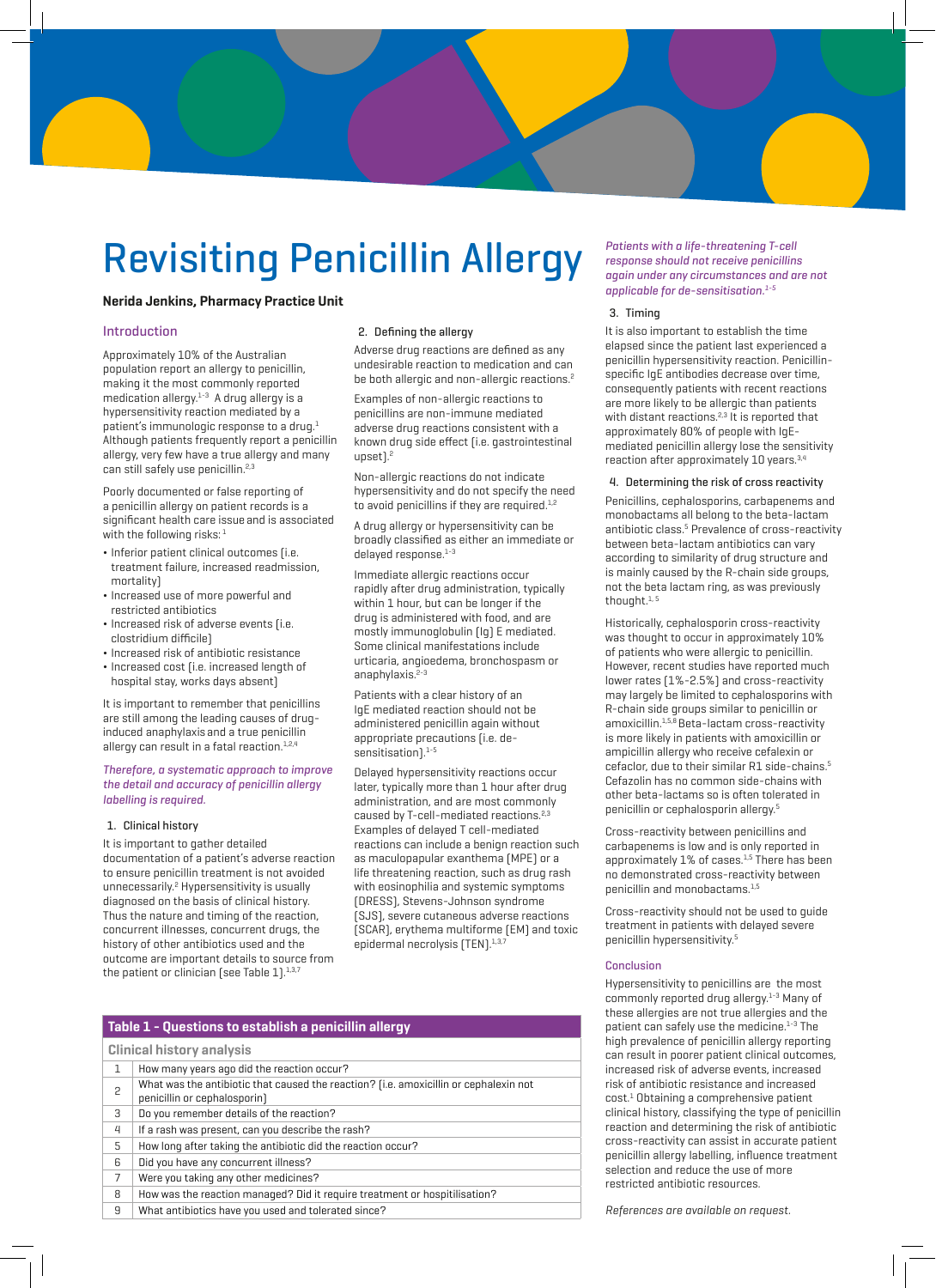# Revisiting Penicillin Allergy

**Nerida Jenkins, Pharmacy Practice Unit**

## Introduction

Approximately 10% of the Australian population report an allergy to penicillin, making it the most commonly reported medication allergy.[1-3] A drug allergy is a hypersensitivity reaction mediated by a patient's immunologic response to a drug.[1] Although patients frequently report a penicillin allergy, very few have a true allergy and many can still safely use penicillin.[2,3]

Poorly documented or false reporting of a penicillin allergy on patient records is a significant health care issue and is associated with the following risks:[1]

- Inferior patient clinical outcomes (i.e. treatment failure, increased readmission, mortality)
- Increased use of more powerful and restricted antibiotics
- Increased risk of adverse events (i.e. clostridium difficile)
- Increased risk of antibiotic resistance
- Increased cost (i.e. increased length of hospital stay, works days absent)

It is important to remember that penicillins are still among the leading causes of drug-induced anaphylaxis and a true penicillin allergy can result in a fatal reaction.[1,2,4]

*Therefore, a systematic approach to improve the detail and accuracy of penicillin allergy labelling is required.*

### 1. Clinical history

It is important to gather detailed documentation of a patient's adverse reaction to ensure penicillin treatment is not avoided unnecessarily.[2] Hypersensitivity is usually diagnosed on the basis of clinical history. Thus the nature and timing of the reaction, concurrent illnesses, concurrent drugs, the history of other antibiotics used and the outcome are important details to source from the patient or clinician (see Table 1).[1,3,7]

### 2. Defining the allergy

Adverse drug reactions are defined as any undesirable reaction to medication and can be both allergic and non-allergic reactions.[2]

Examples of non-allergic reactions to penicillins are non-immune mediated adverse drug reactions consistent with a known drug side effect (i.e. gastrointestinal upset).[2]

Non-allergic reactions do not indicate hypersensitivity and do not specify the need to avoid penicillins if they are required.[1,2]

A drug allergy or hypersensitivity can be broadly classified as either an immediate or delayed response.[1-3]

Immediate allergic reactions occur rapidly after drug administration, typically within 1 hour, but can be longer if the drug is administered with food, and are mostly immunoglobulin (Ig) E mediated. Some clinical manifestations include urticaria, angioedema, bronchospasm or anaphylaxis.[2-3]

Patients with a clear history of an IgE mediated reaction should not be administered penicillin again without appropriate precautions (i.e. de-sensitisation).[1-5]

Delayed hypersensitivity reactions occur later, typically more than 1 hour after drug administration, and are most commonly caused by T-cell-mediated reactions.[2,3] Examples of delayed T cell-mediated reactions can include a benign reaction such as maculopapular exanthema (MPE) or a life threatening reaction, such as drug rash with eosinophilia and systemic symptoms (DRESS), Stevens-Johnson syndrome (SJS), severe cutaneous adverse reactions (SCAR), erythema multiforme (EM) and toxic epidermal necrolysis (TEN).[1,3,7]

*Patients with a life-threatening T-cell response should not receive penicillins again under any circumstances and are not applicable for de-sensitisation.*[1-5]

### 3. Timing

It is also important to establish the time elapsed since the patient last experienced a penicillin hypersensitivity reaction. Penicillin-specific IgE antibodies decrease over time, consequently patients with recent reactions are more likely to be allergic than patients with distant reactions.[2,3] It is reported that approximately 80% of people with IgE-mediated penicillin allergy lose the sensitivity reaction after approximately 10 years.[3,4]

### 4. Determining the risk of cross reactivity

Penicillins, cephalosporins, carbapenems and monobactams all belong to the beta-lactam antibiotic class.[5] Prevalence of cross-reactivity between beta-lactam antibiotics can vary according to similarity of drug structure and is mainly caused by the R-chain side groups, not the beta lactam ring, as was previously thought.[1,5]

Historically, cephalosporin cross-reactivity was thought to occur in approximately 10% of patients who were allergic to penicillin. However, recent studies have reported much lower rates (1%-2.5%) and cross-reactivity may largely be limited to cephalosporins with R-chain side groups similar to penicillin or amoxicillin.[1,5,6] Beta-lactam cross-reactivity is more likely in patients with amoxicillin or ampicillin allergy who receive cefalexin or cefaclor, due to their similar R1 side-chains.[5] Cefazolin has no common side-chains with other beta-lactams so is often tolerated in penicillin or cephalosporin allergy.[5]

Cross-reactivity between penicillins and carbapenems is low and is only reported in approximately 1% of cases.[1,5] There has been no demonstrated cross-reactivity between penicillin and monobactams.[1,5]

Cross-reactivity should not be used to guide treatment in patients with delayed severe penicillin hypersensitivity.[5]

## Conclusion

Hypersensitivity to penicillins are the most commonly reported drug allergy.[1-3] Many of these allergies are not true allergies and the patient can safely use the medicine.[1-3] The high prevalence of penicillin allergy reporting can result in poorer patient clinical outcomes, increased risk of adverse events, increased risk of antibiotic resistance and increased cost.[1] Obtaining a comprehensive patient clinical history, classifying the type of penicillin reaction and determining the risk of antibiotic cross-reactivity can assist in accurate patient penicillin allergy labelling, influence treatment selection and reduce the use of more restricted antibiotic resources.

*References are available on request.*

**Table 1 – Questions to establish a penicillin allergy**

| Clinical history analysis | |
|---|---|
| 1 | How many years ago did the reaction occur? |
| 2 | What was the antibiotic that caused the reaction? (i.e. amoxicillin or cephalexin not penicillin or cephalosporin) |
| 3 | Do you remember details of the reaction? |
| 4 | If a rash was present, can you describe the rash? |
| 5 | How long after taking the antibiotic did the reaction occur? |
| 6 | Did you have any concurrent illness? |
| 7 | Were you taking any other medicines? |
| 8 | How was the reaction managed? Did it require treatment or hospitilisation? |
| 9 | What antibiotics have you used and tolerated since? |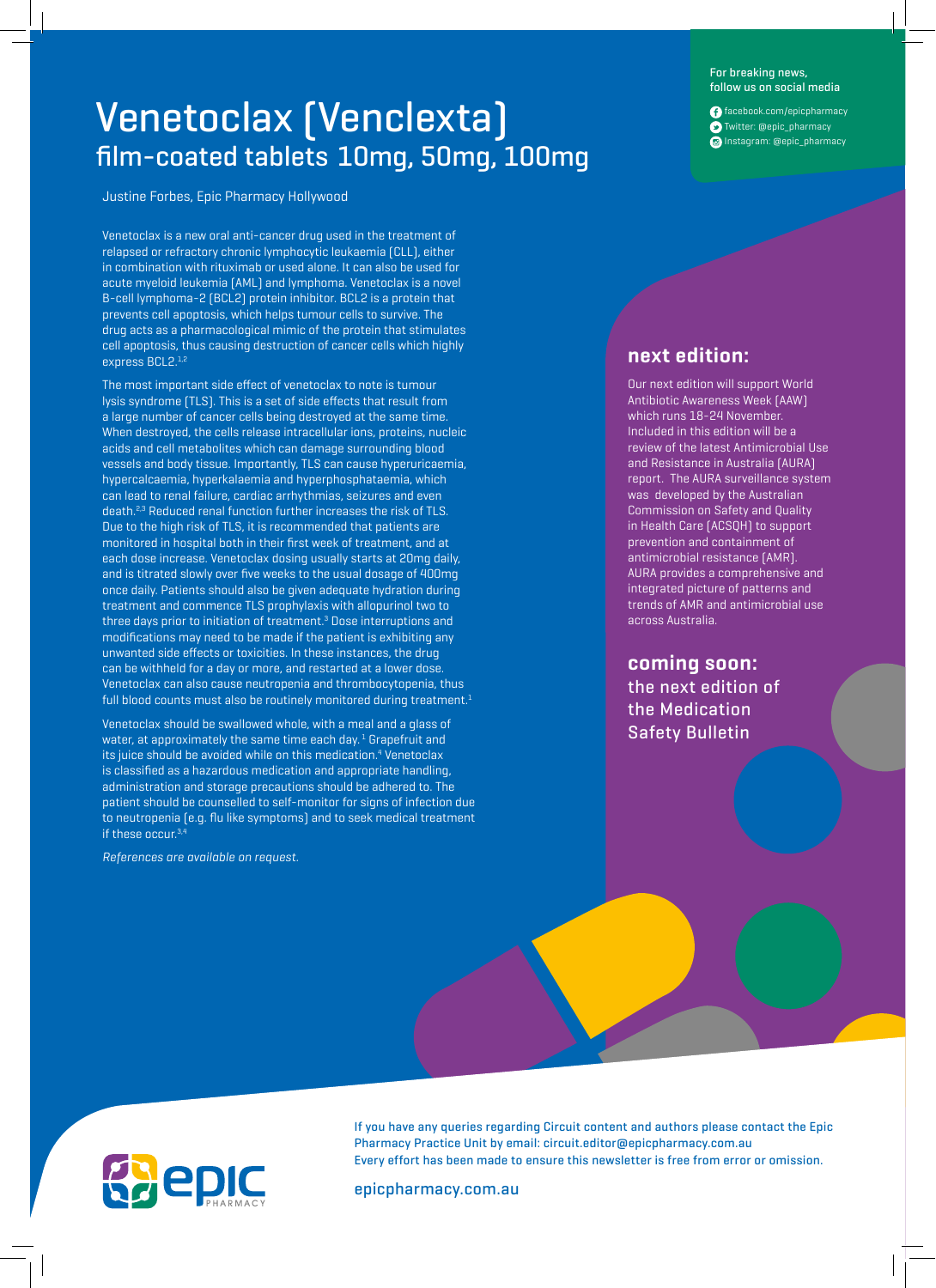# Venetoclax (Venclexta)

## film-coated tablets 10mg, 50mg, 100mg

Justine Forbes, Epic Pharmacy Hollywood

Venetoclax is a new oral anti-cancer drug used in the treatment of relapsed or refractory chronic lymphocytic leukaemia (CLL), either in combination with rituximab or used alone. It can also be used for acute myeloid leukemia (AML) and lymphoma. Venetoclax is a novel B-cell lymphoma-2 (BCL2) protein inhibitor. BCL2 is a protein that prevents cell apoptosis, which helps tumour cells to survive. The drug acts as a pharmacological mimic of the protein that stimulates cell apoptosis, thus causing destruction of cancer cells which highly express BCL2.[1,2]

The most important side effect of venetoclax to note is tumour lysis syndrome (TLS). This is a set of side effects that result from a large number of cancer cells being destroyed at the same time. When destroyed, the cells release intracellular ions, proteins, nucleic acids and cell metabolites which can damage surrounding blood vessels and body tissue. Importantly, TLS can cause hyperuricaemia, hypercalcaemia, hyperkalaemia and hyperphosphataemia, which can lead to renal failure, cardiac arrhythmias, seizures and even death.[2,3] Reduced renal function further increases the risk of TLS. Due to the high risk of TLS, it is recommended that patients are monitored in hospital both in their first week of treatment, and at each dose increase. Venetoclax dosing usually starts at 20mg daily, and is titrated slowly over five weeks to the usual dosage of 400mg once daily. Patients should also be given adequate hydration during treatment and commence TLS prophylaxis with allopurinol two to three days prior to initiation of treatment.[3] Dose interruptions and modifications may need to be made if the patient is exhibiting any unwanted side effects or toxicities. In these instances, the drug can be withheld for a day or more, and restarted at a lower dose. Venetoclax can also cause neutropenia and thrombocytopenia, thus full blood counts must also be routinely monitored during treatment.[1]

Venetoclax should be swallowed whole, with a meal and a glass of water, at approximately the same time each day.[1] Grapefruit and its juice should be avoided while on this medication.[4] Venetoclax is classified as a hazardous medication and appropriate handling, administration and storage precautions should be adhered to. The patient should be counselled to self-monitor for signs of infection due to neutropenia (e.g. flu like symptoms) and to seek medical treatment if these occur.[3,4]

*References are available on request.*

For breaking news, follow us on social media

facebook.com/epicpharmacy
Twitter: @epic_pharmacy
Instagram: @epic_pharmacy

## next edition:

Our next edition will support World Antibiotic Awareness Week (AAW) which runs 18-24 November. Included in this edition will be a review of the latest Antimicrobial Use and Resistance in Australia (AURA) report. The AURA surveillance system was developed by the Australian Commission on Safety and Quality in Health Care (ACSQH) to support prevention and containment of antimicrobial resistance (AMR). AURA provides a comprehensive and integrated picture of patterns and trends of AMR and antimicrobial use across Australia.

## coming soon:

the next edition of the Medication Safety Bulletin

If you have any queries regarding Circuit content and authors please contact the Epic Pharmacy Practice Unit by email: circuit.editor@epicpharmacy.com.au
Every effort has been made to ensure this newsletter is free from error or omission.

epicpharmacy.com.au